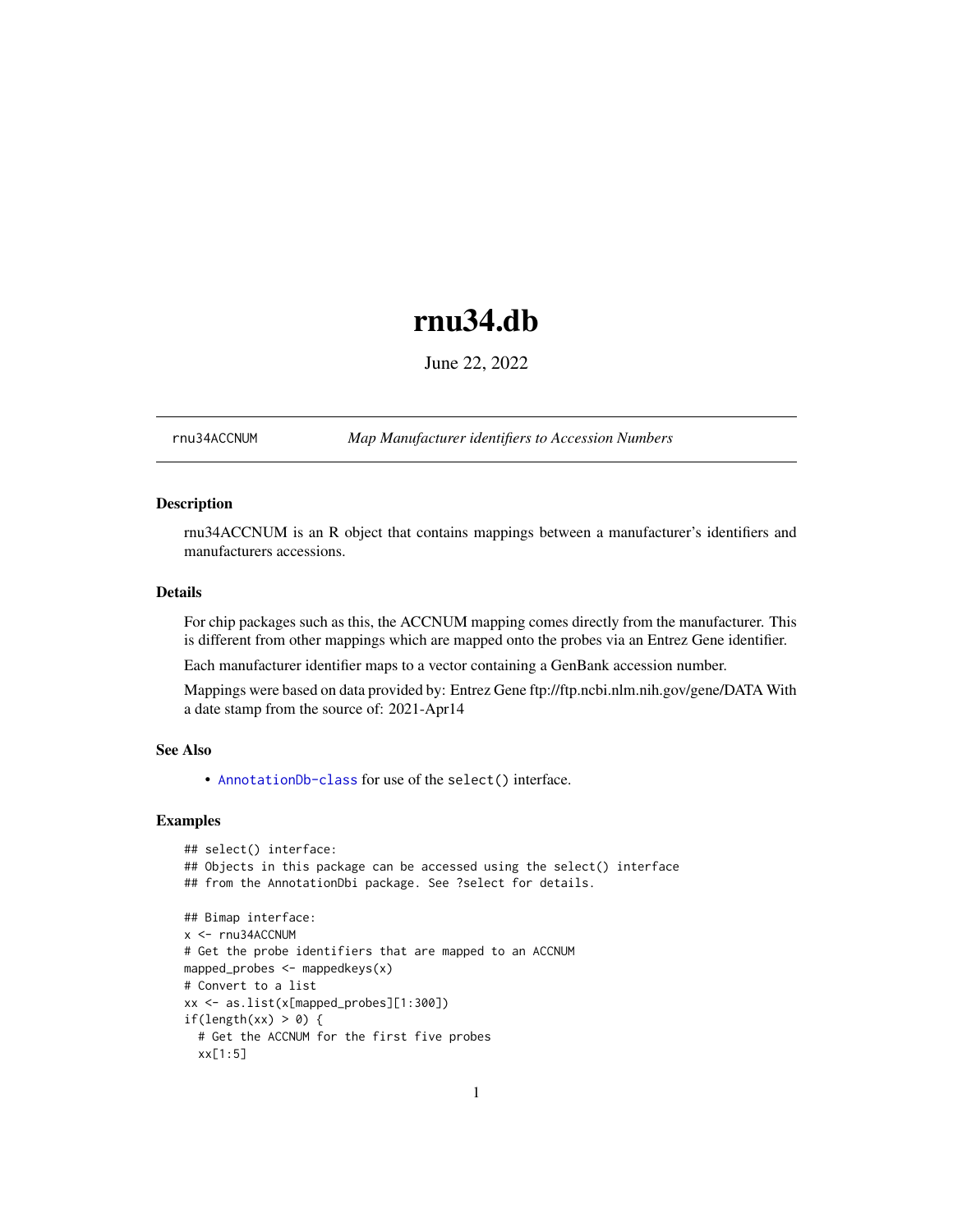# rnu34.db

June 22, 2022

rnu34ACCNUM *Map Manufacturer identifiers to Accession Numbers*

### Description

rnu34ACCNUM is an R object that contains mappings between a manufacturer's identifiers and manufacturers accessions.

### Details

For chip packages such as this, the ACCNUM mapping comes directly from the manufacturer. This is different from other mappings which are mapped onto the probes via an Entrez Gene identifier.

Each manufacturer identifier maps to a vector containing a GenBank accession number.

Mappings were based on data provided by: Entrez Gene ftp://ftp.ncbi.nlm.nih.gov/gene/DATA With a date stamp from the source of: 2021-Apr14

### See Also

- AnnotationDb-class for use of the `select()` interface.

### Examples

```
## select() interface:
## Objects in this package can be accessed using the select() interface
## from the AnnotationDbi package. See ?select for details.

## Bimap interface:
x <- rnu34ACCNUM
# Get the probe identifiers that are mapped to an ACCNUM
mapped_probes <- mappedkeys(x)
# Convert to a list
xx <- as.list(x[mapped_probes][1:300])
if(length(xx) > 0) {
  # Get the ACCNUM for the first five probes
  xx[1:5]
```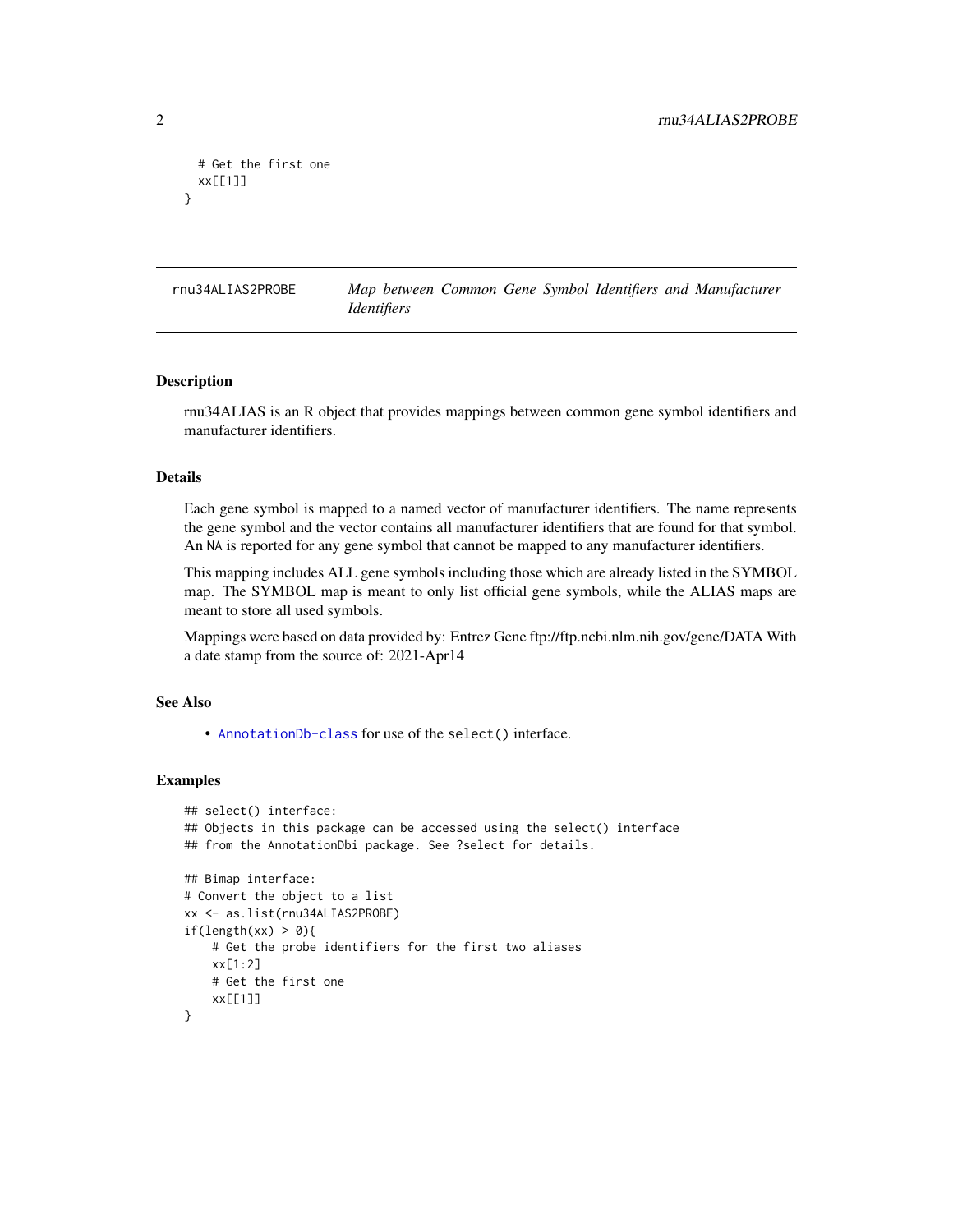```
  # Get the first one
  xx[[1]]
}
```

## rnu34ALIAS2PROBE    *Map between Common Gene Symbol Identifiers and Manufacturer Identifiers*

### Description

rnu34ALIAS is an R object that provides mappings between common gene symbol identifiers and manufacturer identifiers.

### Details

Each gene symbol is mapped to a named vector of manufacturer identifiers. The name represents the gene symbol and the vector contains all manufacturer identifiers that are found for that symbol. An NA is reported for any gene symbol that cannot be mapped to any manufacturer identifiers.

This mapping includes ALL gene symbols including those which are already listed in the SYMBOL map. The SYMBOL map is meant to only list official gene symbols, while the ALIAS maps are meant to store all used symbols.

Mappings were based on data provided by: Entrez Gene ftp://ftp.ncbi.nlm.nih.gov/gene/DATA With a date stamp from the source of: 2021-Apr14

### See Also

- AnnotationDb-class for use of the select() interface.

### Examples

```
## select() interface:
## Objects in this package can be accessed using the select() interface
## from the AnnotationDbi package. See ?select for details.

## Bimap interface:
# Convert the object to a list
xx <- as.list(rnu34ALIAS2PROBE)
if(length(xx) > 0){
    # Get the probe identifiers for the first two aliases
    xx[1:2]
    # Get the first one
    xx[[1]]
}
```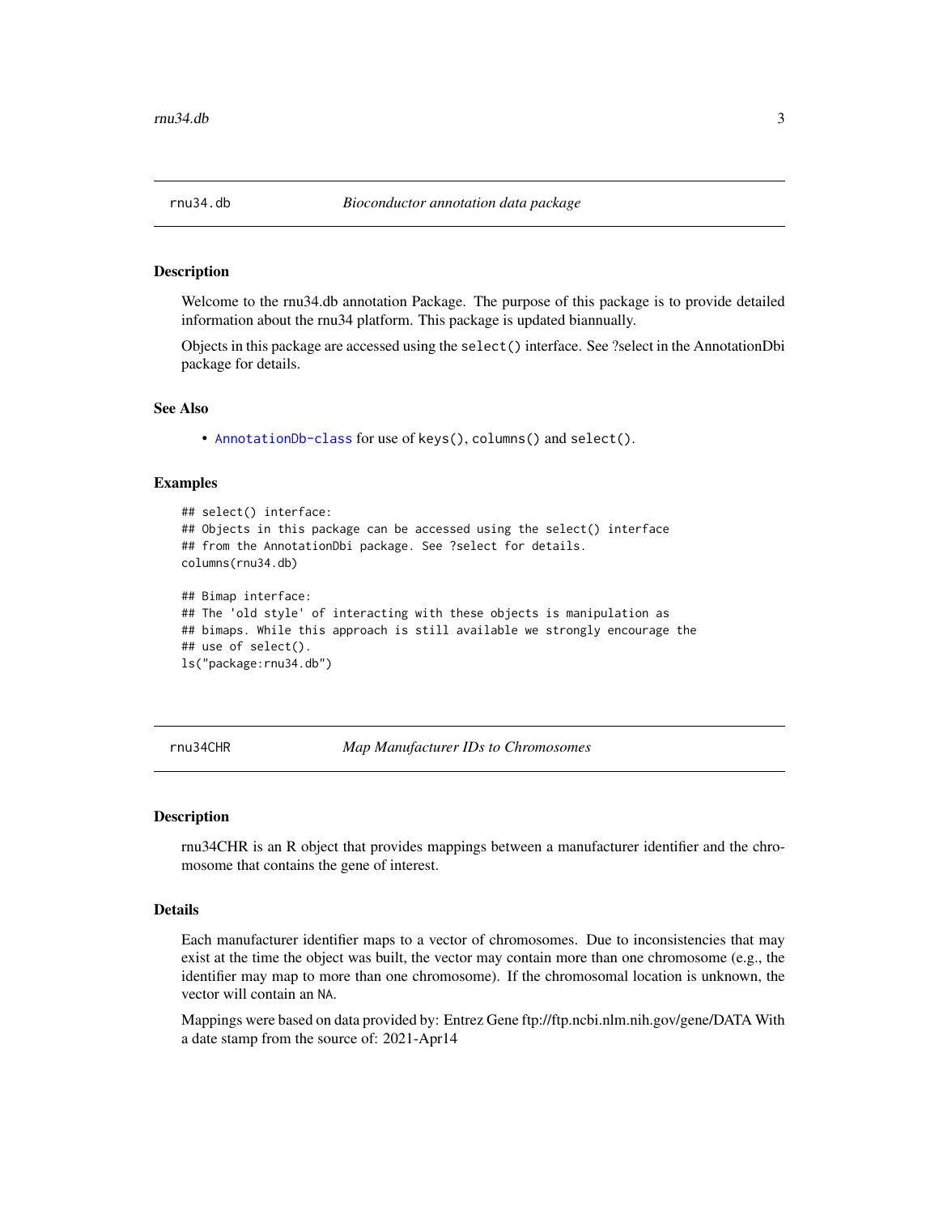## rnu34.db — *Bioconductor annotation data package*

### Description

Welcome to the rnu34.db annotation Package. The purpose of this package is to provide detailed information about the rnu34 platform. This package is updated biannually.

Objects in this package are accessed using the `select()` interface. See ?select in the AnnotationDbi package for details.

### See Also

- `AnnotationDb-class` for use of `keys()`, `columns()` and `select()`.

### Examples

```
## select() interface:
## Objects in this package can be accessed using the select() interface
## from the AnnotationDbi package. See ?select for details.
columns(rnu34.db)

## Bimap interface:
## The 'old style' of interacting with these objects is manipulation as
## bimaps. While this approach is still available we strongly encourage the
## use of select().
ls("package:rnu34.db")
```

## rnu34CHR — *Map Manufacturer IDs to Chromosomes*

### Description

rnu34CHR is an R object that provides mappings between a manufacturer identifier and the chromosome that contains the gene of interest.

### Details

Each manufacturer identifier maps to a vector of chromosomes. Due to inconsistencies that may exist at the time the object was built, the vector may contain more than one chromosome (e.g., the identifier may map to more than one chromosome). If the chromosomal location is unknown, the vector will contain an `NA`.

Mappings were based on data provided by: Entrez Gene ftp://ftp.ncbi.nlm.nih.gov/gene/DATA With a date stamp from the source of: 2021-Apr14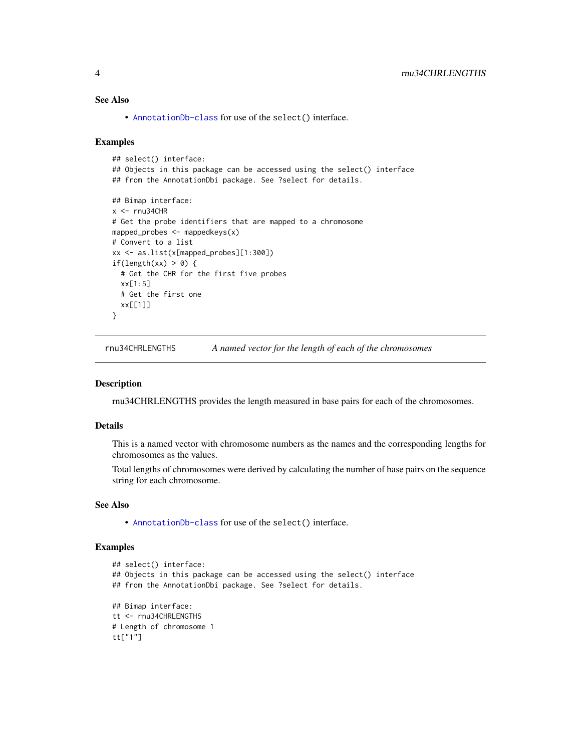### See Also

- `AnnotationDb-class` for use of the `select()` interface.

### Examples

```
## select() interface:
## Objects in this package can be accessed using the select() interface
## from the AnnotationDbi package. See ?select for details.

## Bimap interface:
x <- rnu34CHR
# Get the probe identifiers that are mapped to a chromosome
mapped_probes <- mappedkeys(x)
# Convert to a list
xx <- as.list(x[mapped_probes][1:300])
if(length(xx) > 0) {
  # Get the CHR for the first five probes
  xx[1:5]
  # Get the first one
  xx[[1]]
}
```

---

## rnu34CHRLENGTHS — *A named vector for the length of each of the chromosomes*

---

### Description

rnu34CHRLENGTHS provides the length measured in base pairs for each of the chromosomes.

### Details

This is a named vector with chromosome numbers as the names and the corresponding lengths for chromosomes as the values.

Total lengths of chromosomes were derived by calculating the number of base pairs on the sequence string for each chromosome.

### See Also

- `AnnotationDb-class` for use of the `select()` interface.

### Examples

```
## select() interface:
## Objects in this package can be accessed using the select() interface
## from the AnnotationDbi package. See ?select for details.

## Bimap interface:
tt <- rnu34CHRLENGTHS
# Length of chromosome 1
tt["1"]
```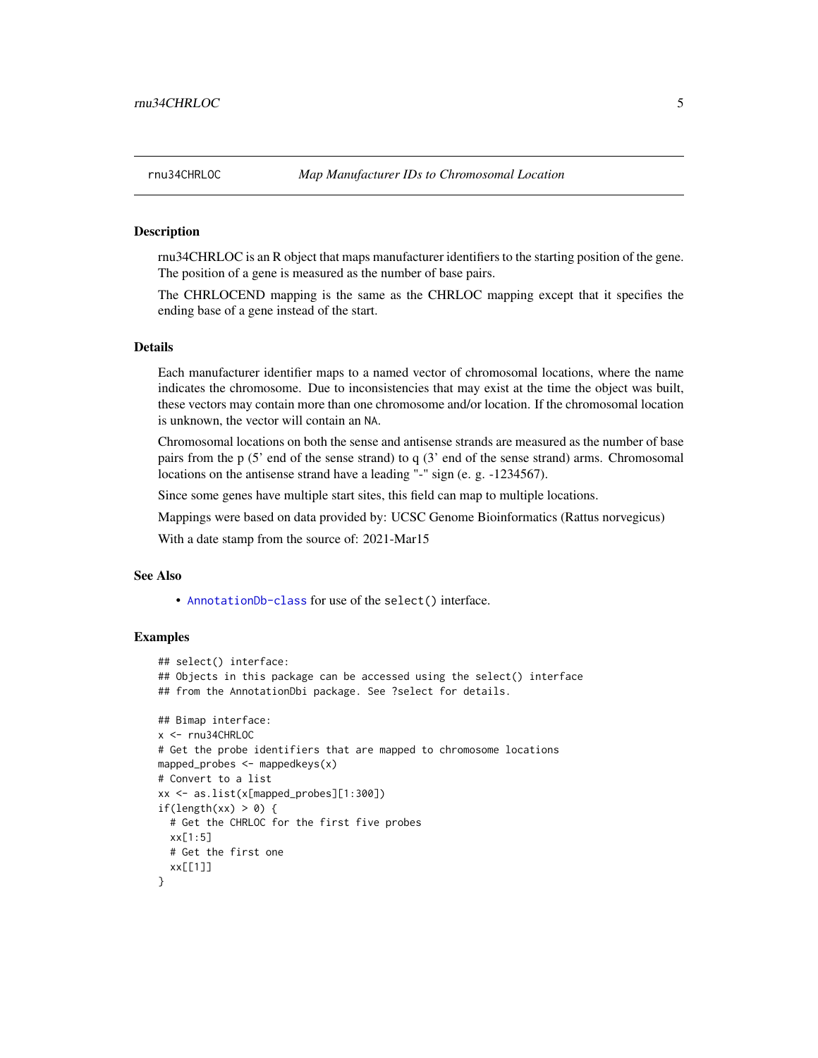## rnu34CHRLOC — *Map Manufacturer IDs to Chromosomal Location*

### Description

rnu34CHRLOC is an R object that maps manufacturer identifiers to the starting position of the gene. The position of a gene is measured as the number of base pairs.

The CHRLOCEND mapping is the same as the CHRLOC mapping except that it specifies the ending base of a gene instead of the start.

### Details

Each manufacturer identifier maps to a named vector of chromosomal locations, where the name indicates the chromosome. Due to inconsistencies that may exist at the time the object was built, these vectors may contain more than one chromosome and/or location. If the chromosomal location is unknown, the vector will contain an `NA`.

Chromosomal locations on both the sense and antisense strands are measured as the number of base pairs from the p (5' end of the sense strand) to q (3' end of the sense strand) arms. Chromosomal locations on the antisense strand have a leading "-" sign (e. g. -1234567).

Since some genes have multiple start sites, this field can map to multiple locations.

Mappings were based on data provided by: UCSC Genome Bioinformatics (Rattus norvegicus)

With a date stamp from the source of: 2021-Mar15

### See Also

- `AnnotationDb-class` for use of the `select()` interface.

### Examples

```
## select() interface:
## Objects in this package can be accessed using the select() interface
## from the AnnotationDbi package. See ?select for details.

## Bimap interface:
x <- rnu34CHRLOC
# Get the probe identifiers that are mapped to chromosome locations
mapped_probes <- mappedkeys(x)
# Convert to a list
xx <- as.list(x[mapped_probes][1:300])
if(length(xx) > 0) {
  # Get the CHRLOC for the first five probes
  xx[1:5]
  # Get the first one
  xx[[1]]
}
```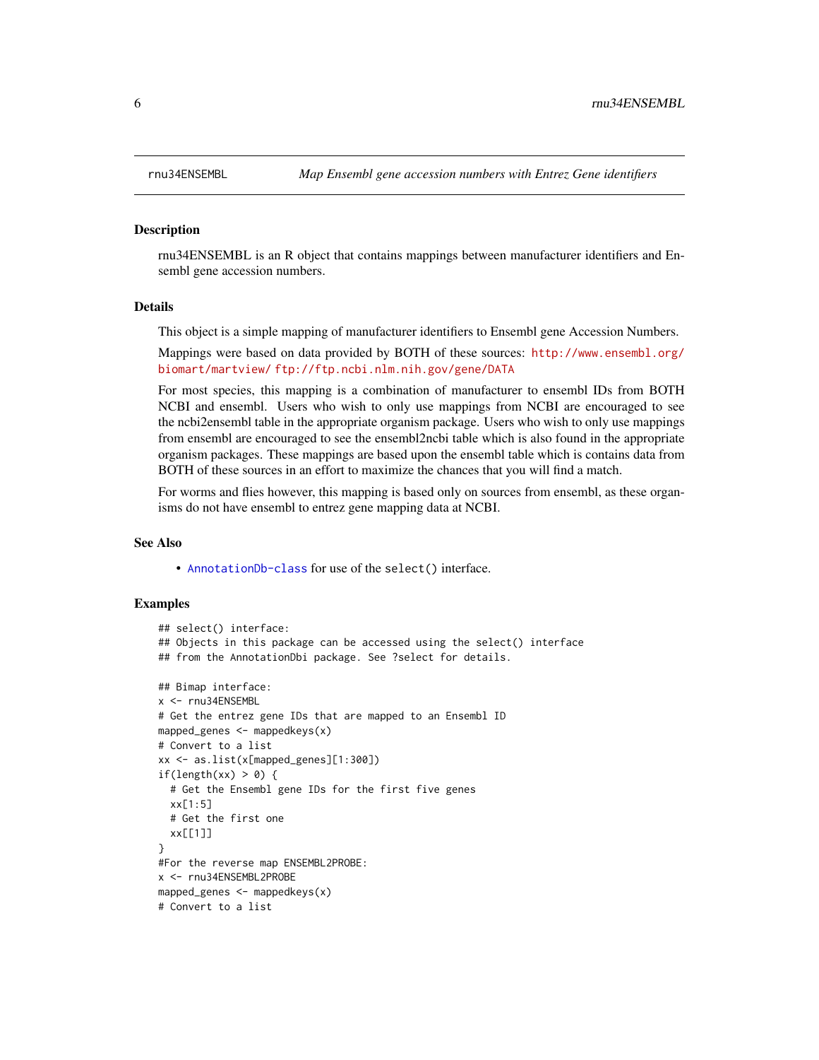# rnu34ENSEMBL — *Map Ensembl gene accession numbers with Entrez Gene identifiers*

## Description

rnu34ENSEMBL is an R object that contains mappings between manufacturer identifiers and Ensembl gene accession numbers.

## Details

This object is a simple mapping of manufacturer identifiers to Ensembl gene Accession Numbers.

Mappings were based on data provided by BOTH of these sources: http://www.ensembl.org/biomart/martview/ ftp://ftp.ncbi.nlm.nih.gov/gene/DATA

For most species, this mapping is a combination of manufacturer to ensembl IDs from BOTH NCBI and ensembl. Users who wish to only use mappings from NCBI are encouraged to see the ncbi2ensembl table in the appropriate organism package. Users who wish to only use mappings from ensembl are encouraged to see the ensembl2ncbi table which is also found in the appropriate organism packages. These mappings are based upon the ensembl table which is contains data from BOTH of these sources in an effort to maximize the chances that you will find a match.

For worms and flies however, this mapping is based only on sources from ensembl, as these organisms do not have ensembl to entrez gene mapping data at NCBI.

## See Also

- AnnotationDb-class for use of the `select()` interface.

## Examples

```
## select() interface:
## Objects in this package can be accessed using the select() interface
## from the AnnotationDbi package. See ?select for details.

## Bimap interface:
x <- rnu34ENSEMBL
# Get the entrez gene IDs that are mapped to an Ensembl ID
mapped_genes <- mappedkeys(x)
# Convert to a list
xx <- as.list(x[mapped_genes][1:300])
if(length(xx) > 0) {
  # Get the Ensembl gene IDs for the first five genes
  xx[1:5]
  # Get the first one
  xx[[1]]
}
#For the reverse map ENSEMBL2PROBE:
x <- rnu34ENSEMBL2PROBE
mapped_genes <- mappedkeys(x)
# Convert to a list
```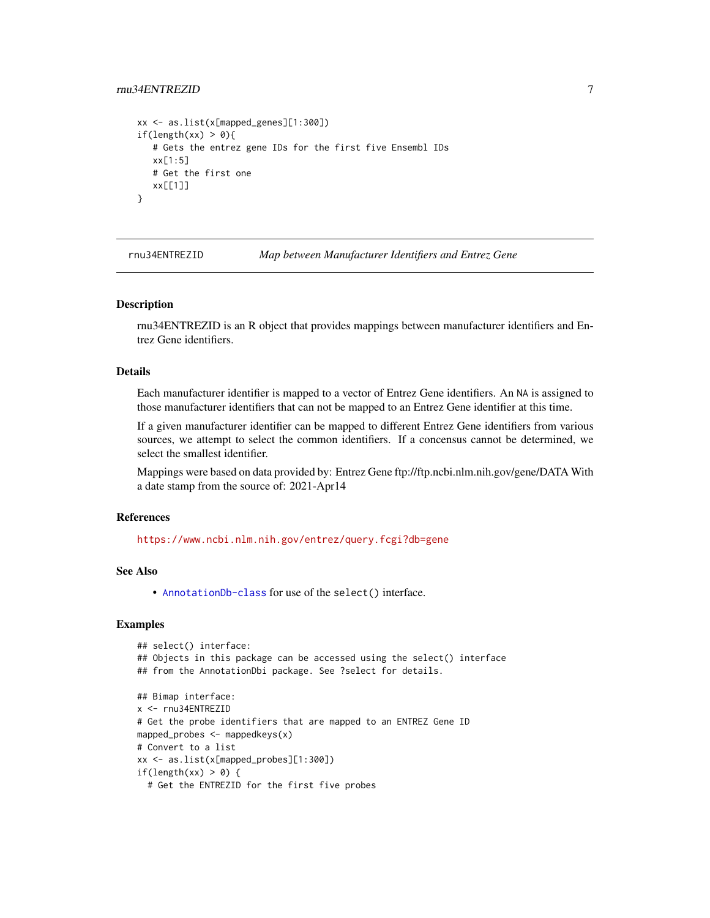```
xx <- as.list(x[mapped_genes][1:300])
if(length(xx) > 0){
   # Gets the entrez gene IDs for the first five Ensembl IDs
   xx[1:5]
   # Get the first one
   xx[[1]]
}
```

## rnu34ENTREZID — *Map between Manufacturer Identifiers and Entrez Gene*

### Description

rnu34ENTREZID is an R object that provides mappings between manufacturer identifiers and Entrez Gene identifiers.

### Details

Each manufacturer identifier is mapped to a vector of Entrez Gene identifiers. An NA is assigned to those manufacturer identifiers that can not be mapped to an Entrez Gene identifier at this time.

If a given manufacturer identifier can be mapped to different Entrez Gene identifiers from various sources, we attempt to select the common identifiers. If a concensus cannot be determined, we select the smallest identifier.

Mappings were based on data provided by: Entrez Gene ftp://ftp.ncbi.nlm.nih.gov/gene/DATA With a date stamp from the source of: 2021-Apr14

### References

https://www.ncbi.nlm.nih.gov/entrez/query.fcgi?db=gene

### See Also

- AnnotationDb-class for use of the select() interface.

### Examples

```
## select() interface:
## Objects in this package can be accessed using the select() interface
## from the AnnotationDbi package. See ?select for details.

## Bimap interface:
x <- rnu34ENTREZID
# Get the probe identifiers that are mapped to an ENTREZ Gene ID
mapped_probes <- mappedkeys(x)
# Convert to a list
xx <- as.list(x[mapped_probes][1:300])
if(length(xx) > 0) {
  # Get the ENTREZID for the first five probes
```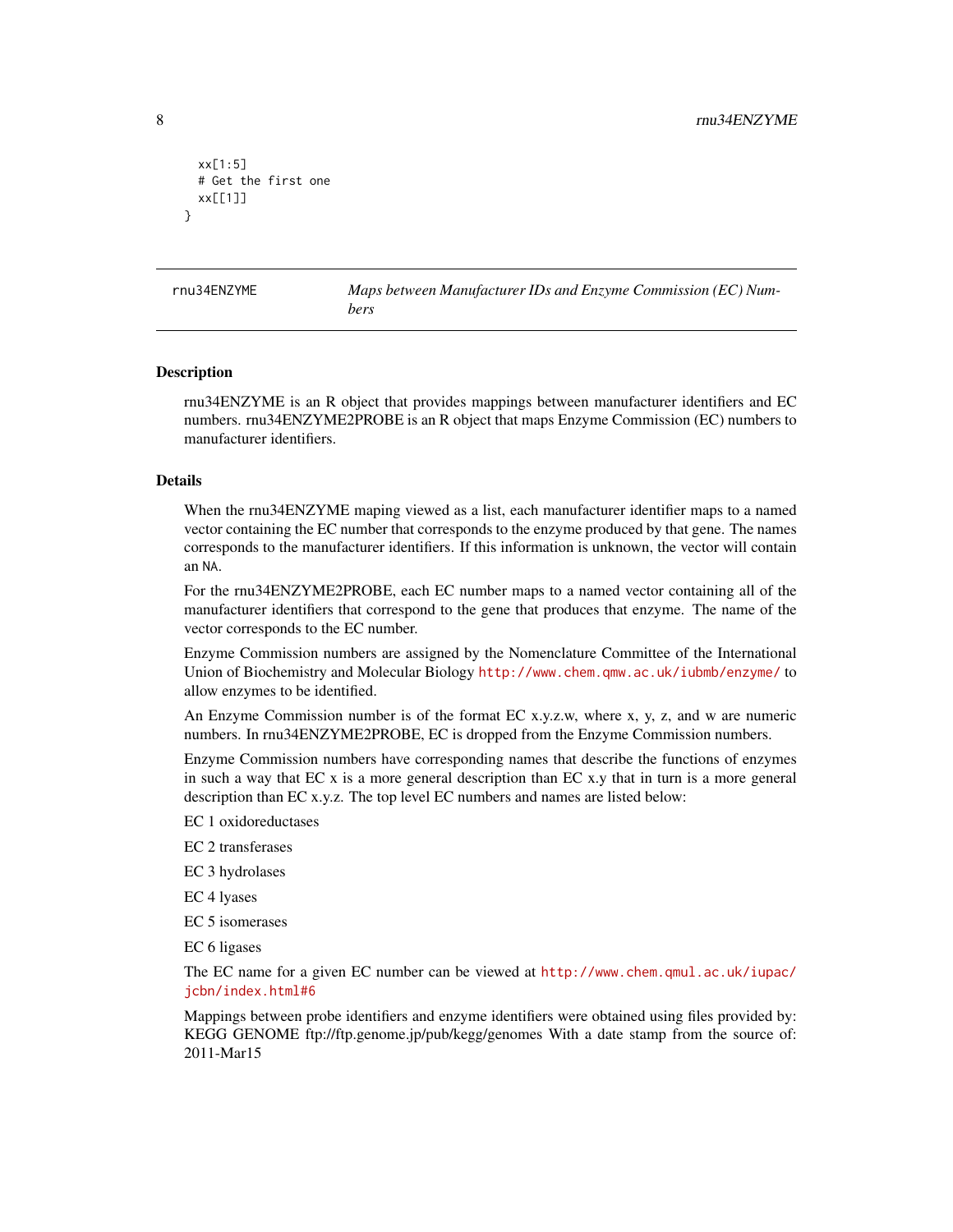```
  xx[1:5]
  # Get the first one
  xx[[1]]
}
```

---

rnu34ENZYME &nbsp;&nbsp;&nbsp;&nbsp; *Maps between Manufacturer IDs and Enzyme Commission (EC) Numbers*

---

## Description

rnu34ENZYME is an R object that provides mappings between manufacturer identifiers and EC numbers. rnu34ENZYME2PROBE is an R object that maps Enzyme Commission (EC) numbers to manufacturer identifiers.

## Details

When the rnu34ENZYME maping viewed as a list, each manufacturer identifier maps to a named vector containing the EC number that corresponds to the enzyme produced by that gene. The names corresponds to the manufacturer identifiers. If this information is unknown, the vector will contain an `NA`.

For the rnu34ENZYME2PROBE, each EC number maps to a named vector containing all of the manufacturer identifiers that correspond to the gene that produces that enzyme. The name of the vector corresponds to the EC number.

Enzyme Commission numbers are assigned by the Nomenclature Committee of the International Union of Biochemistry and Molecular Biology http://www.chem.qmw.ac.uk/iubmb/enzyme/ to allow enzymes to be identified.

An Enzyme Commission number is of the format EC x.y.z.w, where x, y, z, and w are numeric numbers. In rnu34ENZYME2PROBE, EC is dropped from the Enzyme Commission numbers.

Enzyme Commission numbers have corresponding names that describe the functions of enzymes in such a way that EC x is a more general description than EC x.y that in turn is a more general description than EC x.y.z. The top level EC numbers and names are listed below:

EC 1 oxidoreductases

EC 2 transferases

EC 3 hydrolases

EC 4 lyases

EC 5 isomerases

EC 6 ligases

The EC name for a given EC number can be viewed at http://www.chem.qmul.ac.uk/iupac/jcbn/index.html#6

Mappings between probe identifiers and enzyme identifiers were obtained using files provided by: KEGG GENOME ftp://ftp.genome.jp/pub/kegg/genomes With a date stamp from the source of: 2011-Mar15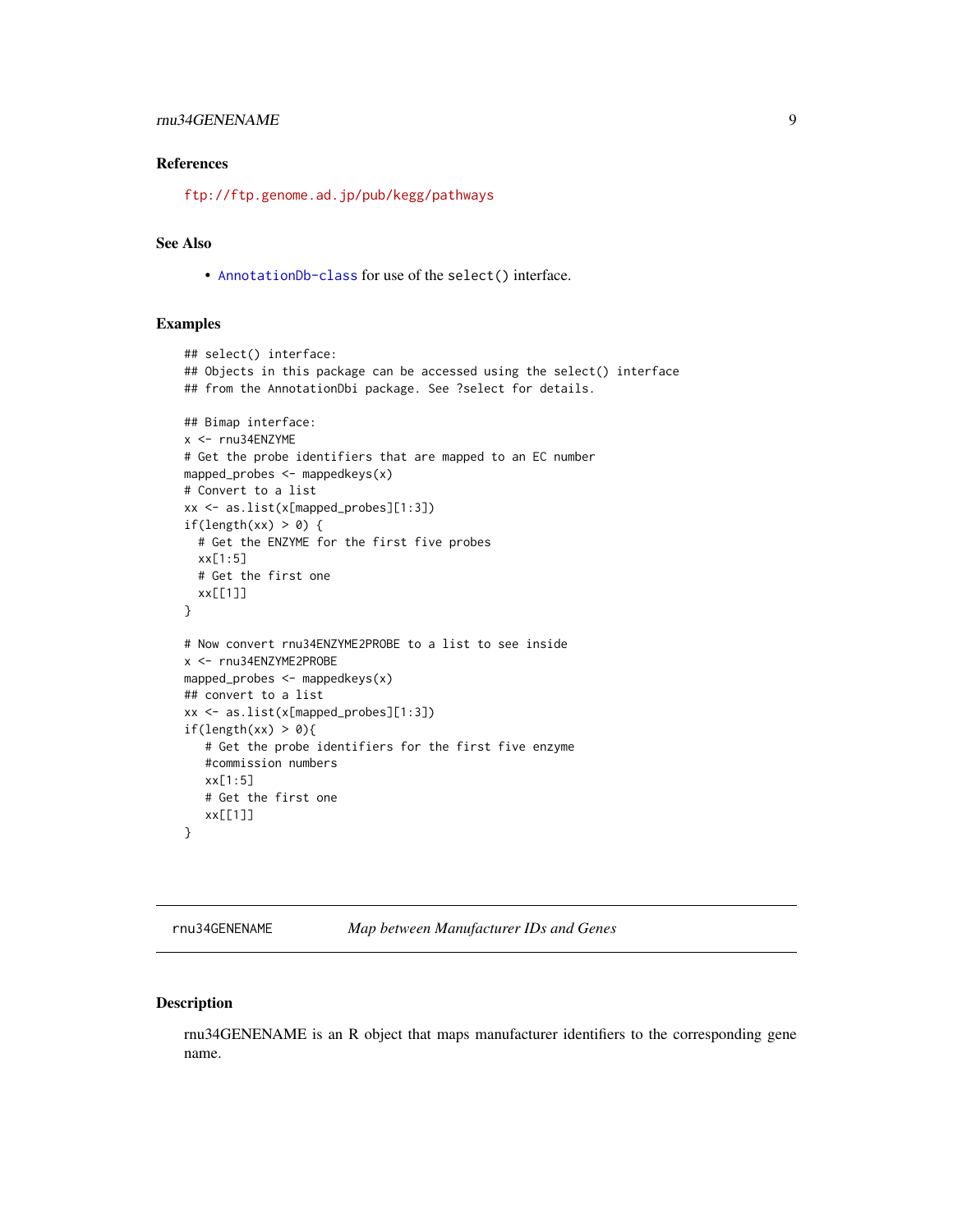### References

ftp://ftp.genome.ad.jp/pub/kegg/pathways

### See Also

- AnnotationDb-class for use of the select() interface.

### Examples

```
## select() interface:
## Objects in this package can be accessed using the select() interface
## from the AnnotationDbi package. See ?select for details.

## Bimap interface:
x <- rnu34ENZYME
# Get the probe identifiers that are mapped to an EC number
mapped_probes <- mappedkeys(x)
# Convert to a list
xx <- as.list(x[mapped_probes][1:3])
if(length(xx) > 0) {
  # Get the ENZYME for the first five probes
  xx[1:5]
  # Get the first one
  xx[[1]]
}

# Now convert rnu34ENZYME2PROBE to a list to see inside
x <- rnu34ENZYME2PROBE
mapped_probes <- mappedkeys(x)
## convert to a list
xx <- as.list(x[mapped_probes][1:3])
if(length(xx) > 0){
   # Get the probe identifiers for the first five enzyme
   #commission numbers
   xx[1:5]
   # Get the first one
   xx[[1]]
}
```

---

## rnu34GENENAME *Map between Manufacturer IDs and Genes*

### Description

rnu34GENENAME is an R object that maps manufacturer identifiers to the corresponding gene name.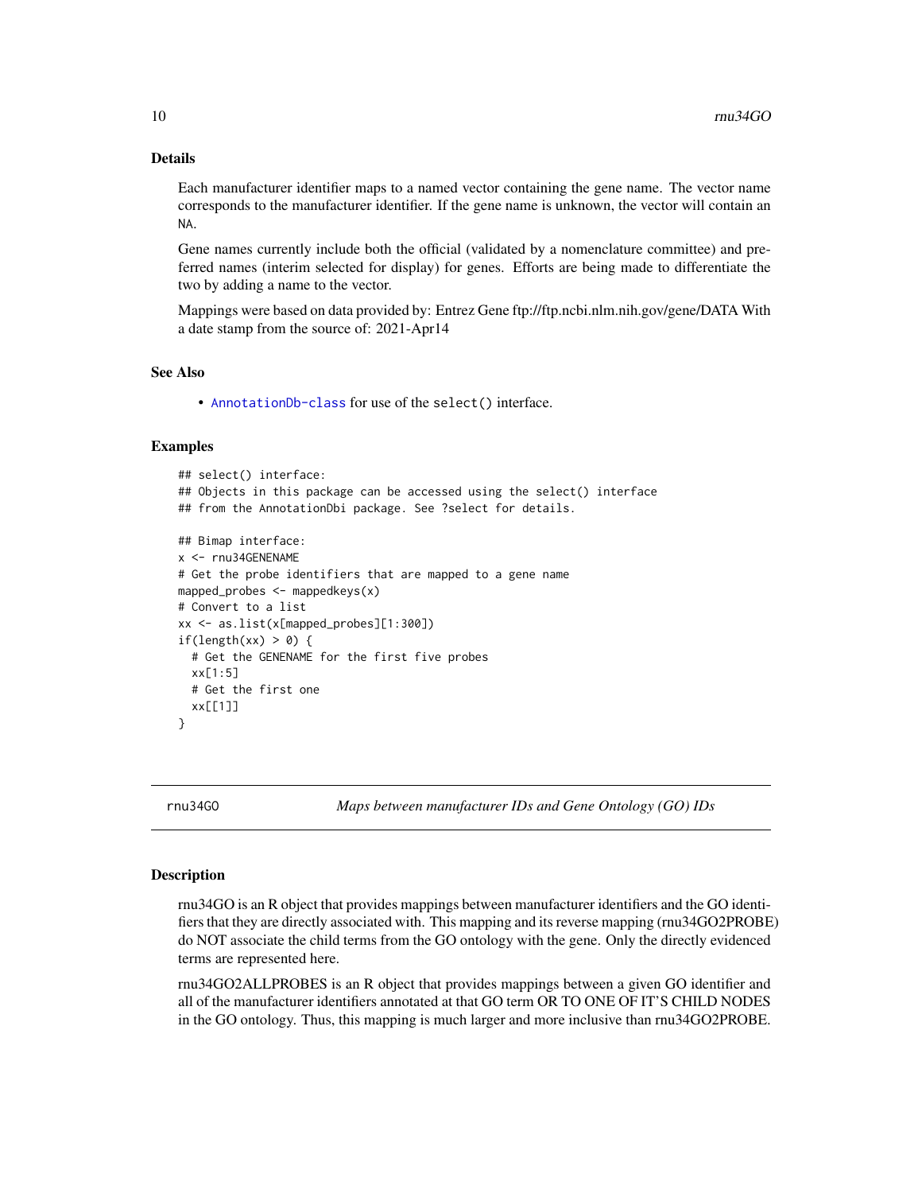## Details

Each manufacturer identifier maps to a named vector containing the gene name. The vector name corresponds to the manufacturer identifier. If the gene name is unknown, the vector will contain an NA.

Gene names currently include both the official (validated by a nomenclature committee) and preferred names (interim selected for display) for genes. Efforts are being made to differentiate the two by adding a name to the vector.

Mappings were based on data provided by: Entrez Gene ftp://ftp.ncbi.nlm.nih.gov/gene/DATA With a date stamp from the source of: 2021-Apr14

## See Also

- AnnotationDb-class for use of the select() interface.

## Examples

```
## select() interface:
## Objects in this package can be accessed using the select() interface
## from the AnnotationDbi package. See ?select for details.

## Bimap interface:
x <- rnu34GENENAME
# Get the probe identifiers that are mapped to a gene name
mapped_probes <- mappedkeys(x)
# Convert to a list
xx <- as.list(x[mapped_probes][1:300])
if(length(xx) > 0) {
  # Get the GENENAME for the first five probes
  xx[1:5]
  # Get the first one
  xx[[1]]
}
```

---

# rnu34GO    *Maps between manufacturer IDs and Gene Ontology (GO) IDs*

## Description

rnu34GO is an R object that provides mappings between manufacturer identifiers and the GO identifiers that they are directly associated with. This mapping and its reverse mapping (rnu34GO2PROBE) do NOT associate the child terms from the GO ontology with the gene. Only the directly evidenced terms are represented here.

rnu34GO2ALLPROBES is an R object that provides mappings between a given GO identifier and all of the manufacturer identifiers annotated at that GO term OR TO ONE OF IT'S CHILD NODES in the GO ontology. Thus, this mapping is much larger and more inclusive than rnu34GO2PROBE.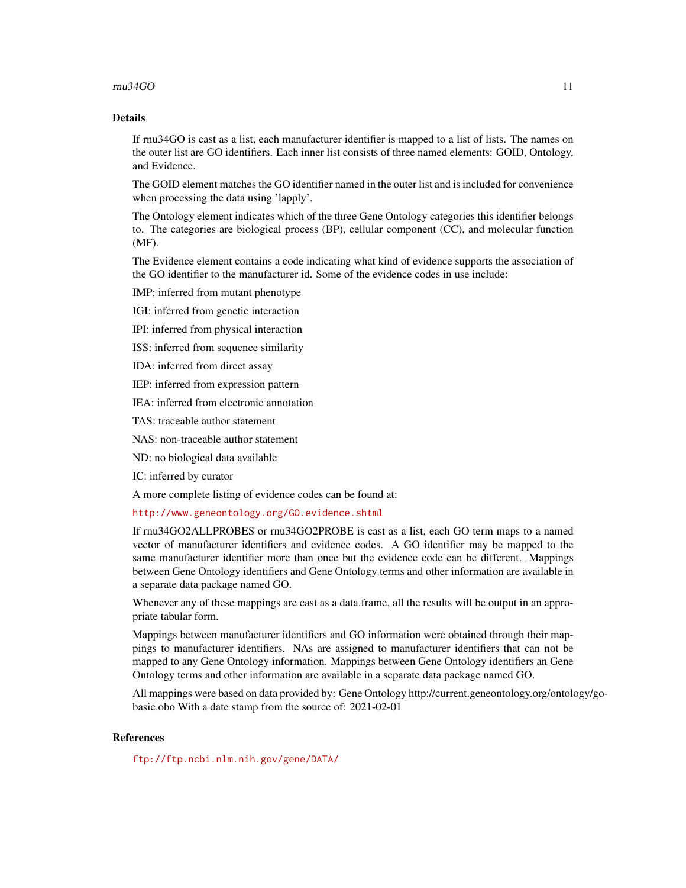## Details

If rnu34GO is cast as a list, each manufacturer identifier is mapped to a list of lists. The names on the outer list are GO identifiers. Each inner list consists of three named elements: GOID, Ontology, and Evidence.

The GOID element matches the GO identifier named in the outer list and is included for convenience when processing the data using 'lapply'.

The Ontology element indicates which of the three Gene Ontology categories this identifier belongs to. The categories are biological process (BP), cellular component (CC), and molecular function (MF).

The Evidence element contains a code indicating what kind of evidence supports the association of the GO identifier to the manufacturer id. Some of the evidence codes in use include:

IMP: inferred from mutant phenotype

IGI: inferred from genetic interaction

IPI: inferred from physical interaction

ISS: inferred from sequence similarity

IDA: inferred from direct assay

IEP: inferred from expression pattern

IEA: inferred from electronic annotation

TAS: traceable author statement

NAS: non-traceable author statement

ND: no biological data available

IC: inferred by curator

A more complete listing of evidence codes can be found at:

http://www.geneontology.org/GO.evidence.shtml

If rnu34GO2ALLPROBES or rnu34GO2PROBE is cast as a list, each GO term maps to a named vector of manufacturer identifiers and evidence codes. A GO identifier may be mapped to the same manufacturer identifier more than once but the evidence code can be different. Mappings between Gene Ontology identifiers and Gene Ontology terms and other information are available in a separate data package named GO.

Whenever any of these mappings are cast as a data.frame, all the results will be output in an appropriate tabular form.

Mappings between manufacturer identifiers and GO information were obtained through their mappings to manufacturer identifiers. NAs are assigned to manufacturer identifiers that can not be mapped to any Gene Ontology information. Mappings between Gene Ontology identifiers an Gene Ontology terms and other information are available in a separate data package named GO.

All mappings were based on data provided by: Gene Ontology http://current.geneontology.org/ontology/go-basic.obo With a date stamp from the source of: 2021-02-01

## References

ftp://ftp.ncbi.nlm.nih.gov/gene/DATA/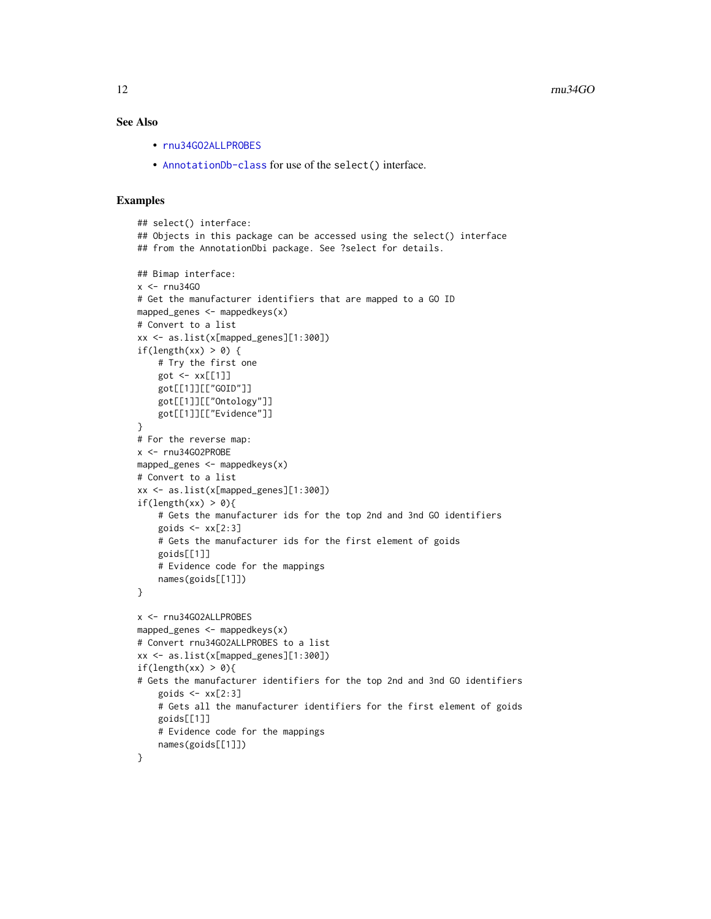## See Also

- rnu34GO2ALLPROBES
- AnnotationDb-class for use of the select() interface.

## Examples

```
## select() interface:
## Objects in this package can be accessed using the select() interface
## from the AnnotationDbi package. See ?select for details.

## Bimap interface:
x <- rnu34GO
# Get the manufacturer identifiers that are mapped to a GO ID
mapped_genes <- mappedkeys(x)
# Convert to a list
xx <- as.list(x[mapped_genes][1:300])
if(length(xx) > 0) {
    # Try the first one
    got <- xx[[1]]
    got[[1]][["GOID"]]
    got[[1]][["Ontology"]]
    got[[1]][["Evidence"]]
}
# For the reverse map:
x <- rnu34GO2PROBE
mapped_genes <- mappedkeys(x)
# Convert to a list
xx <- as.list(x[mapped_genes][1:300])
if(length(xx) > 0){
    # Gets the manufacturer ids for the top 2nd and 3nd GO identifiers
    goids <- xx[2:3]
    # Gets the manufacturer ids for the first element of goids
    goids[[1]]
    # Evidence code for the mappings
    names(goids[[1]])
}

x <- rnu34GO2ALLPROBES
mapped_genes <- mappedkeys(x)
# Convert rnu34GO2ALLPROBES to a list
xx <- as.list(x[mapped_genes][1:300])
if(length(xx) > 0){
# Gets the manufacturer identifiers for the top 2nd and 3nd GO identifiers
    goids <- xx[2:3]
    # Gets all the manufacturer identifiers for the first element of goids
    goids[[1]]
    # Evidence code for the mappings
    names(goids[[1]])
}
```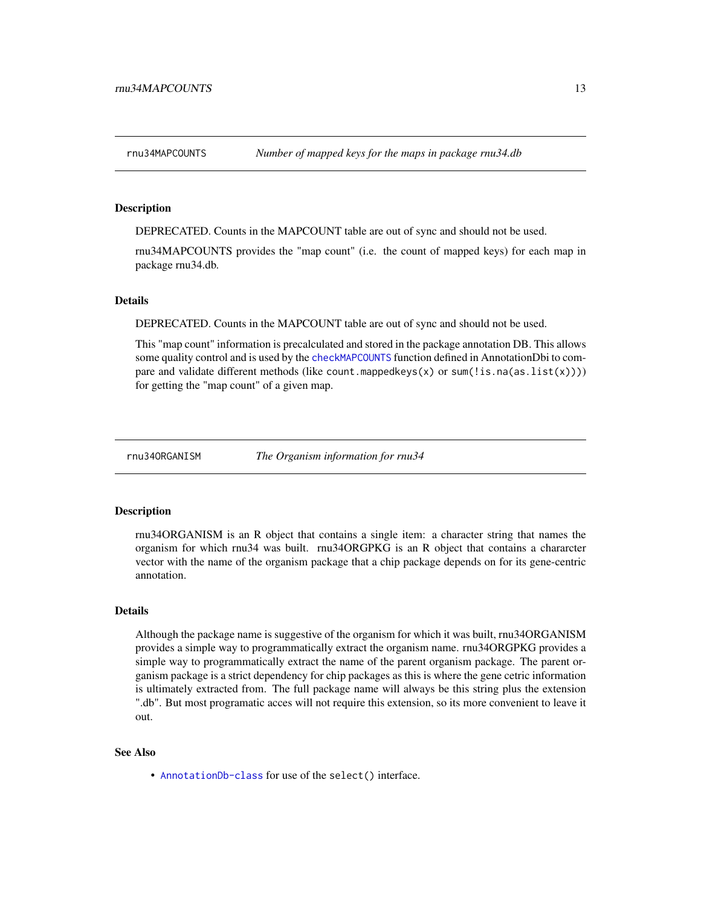## rnu34MAPCOUNTS — *Number of mapped keys for the maps in package rnu34.db*

### Description

DEPRECATED. Counts in the MAPCOUNT table are out of sync and should not be used.

rnu34MAPCOUNTS provides the "map count" (i.e. the count of mapped keys) for each map in package rnu34.db.

### Details

DEPRECATED. Counts in the MAPCOUNT table are out of sync and should not be used.

This "map count" information is precalculated and stored in the package annotation DB. This allows some quality control and is used by the `checkMAPCOUNTS` function defined in AnnotationDbi to compare and validate different methods (like `count.mappedkeys(x)` or `sum(!is.na(as.list(x)))`) for getting the "map count" of a given map.

## rnu34ORGANISM — *The Organism information for rnu34*

### Description

rnu34ORGANISM is an R object that contains a single item: a character string that names the organism for which rnu34 was built. rnu34ORGPKG is an R object that contains a chararcter vector with the name of the organism package that a chip package depends on for its gene-centric annotation.

### Details

Although the package name is suggestive of the organism for which it was built, rnu34ORGANISM provides a simple way to programmatically extract the organism name. rnu34ORGPKG provides a simple way to programmatically extract the name of the parent organism package. The parent organism package is a strict dependency for chip packages as this is where the gene cetric information is ultimately extracted from. The full package name will always be this string plus the extension ".db". But most programatic acces will not require this extension, so its more convenient to leave it out.

### See Also

- `AnnotationDb-class` for use of the `select()` interface.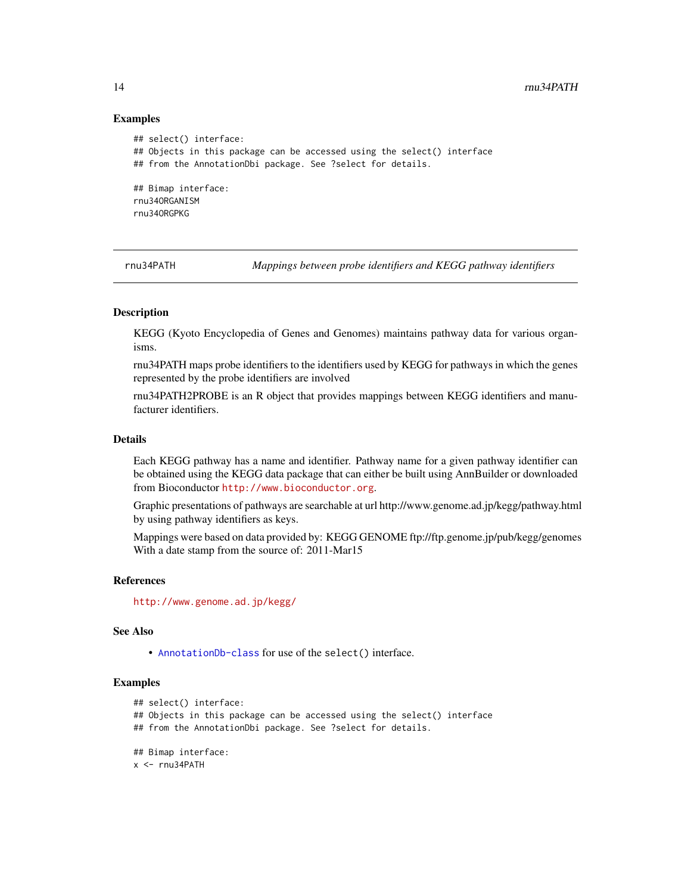## Examples

```
## select() interface:
## Objects in this package can be accessed using the select() interface
## from the AnnotationDbi package. See ?select for details.

## Bimap interface:
rnu34ORGANISM
rnu34ORGPKG
```

---

rnu34PATH *Mappings between probe identifiers and KEGG pathway identifiers*

---

## Description

KEGG (Kyoto Encyclopedia of Genes and Genomes) maintains pathway data for various organisms.

rnu34PATH maps probe identifiers to the identifiers used by KEGG for pathways in which the genes represented by the probe identifiers are involved

rnu34PATH2PROBE is an R object that provides mappings between KEGG identifiers and manufacturer identifiers.

## Details

Each KEGG pathway has a name and identifier. Pathway name for a given pathway identifier can be obtained using the KEGG data package that can either be built using AnnBuilder or downloaded from Bioconductor http://www.bioconductor.org.

Graphic presentations of pathways are searchable at url http://www.genome.ad.jp/kegg/pathway.html by using pathway identifiers as keys.

Mappings were based on data provided by: KEGG GENOME ftp://ftp.genome.jp/pub/kegg/genomes With a date stamp from the source of: 2011-Mar15

## References

http://www.genome.ad.jp/kegg/

## See Also

- AnnotationDb-class for use of the select() interface.

## Examples

```
## select() interface:
## Objects in this package can be accessed using the select() interface
## from the AnnotationDbi package. See ?select for details.

## Bimap interface:
x <- rnu34PATH
```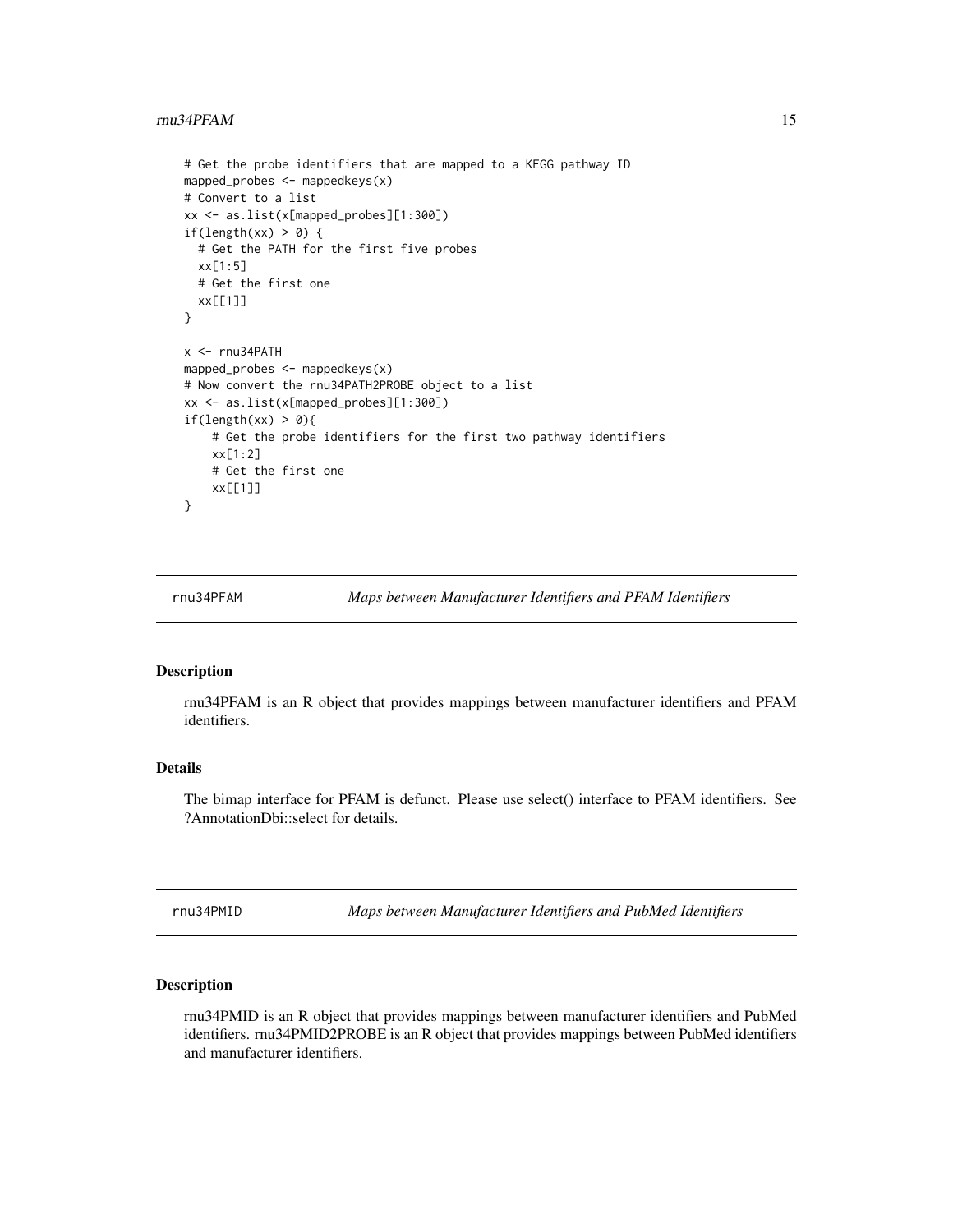```r
# Get the probe identifiers that are mapped to a KEGG pathway ID
mapped_probes <- mappedkeys(x)
# Convert to a list
xx <- as.list(x[mapped_probes][1:300])
if(length(xx) > 0) {
  # Get the PATH for the first five probes
  xx[1:5]
  # Get the first one
  xx[[1]]
}

x <- rnu34PATH
mapped_probes <- mappedkeys(x)
# Now convert the rnu34PATH2PROBE object to a list
xx <- as.list(x[mapped_probes][1:300])
if(length(xx) > 0){
    # Get the probe identifiers for the first two pathway identifiers
    xx[1:2]
    # Get the first one
    xx[[1]]
}
```

## rnu34PFAM — *Maps between Manufacturer Identifiers and PFAM Identifiers*

### Description

rnu34PFAM is an R object that provides mappings between manufacturer identifiers and PFAM identifiers.

### Details

The bimap interface for PFAM is defunct. Please use select() interface to PFAM identifiers. See ?AnnotationDbi::select for details.

## rnu34PMID — *Maps between Manufacturer Identifiers and PubMed Identifiers*

### Description

rnu34PMID is an R object that provides mappings between manufacturer identifiers and PubMed identifiers. rnu34PMID2PROBE is an R object that provides mappings between PubMed identifiers and manufacturer identifiers.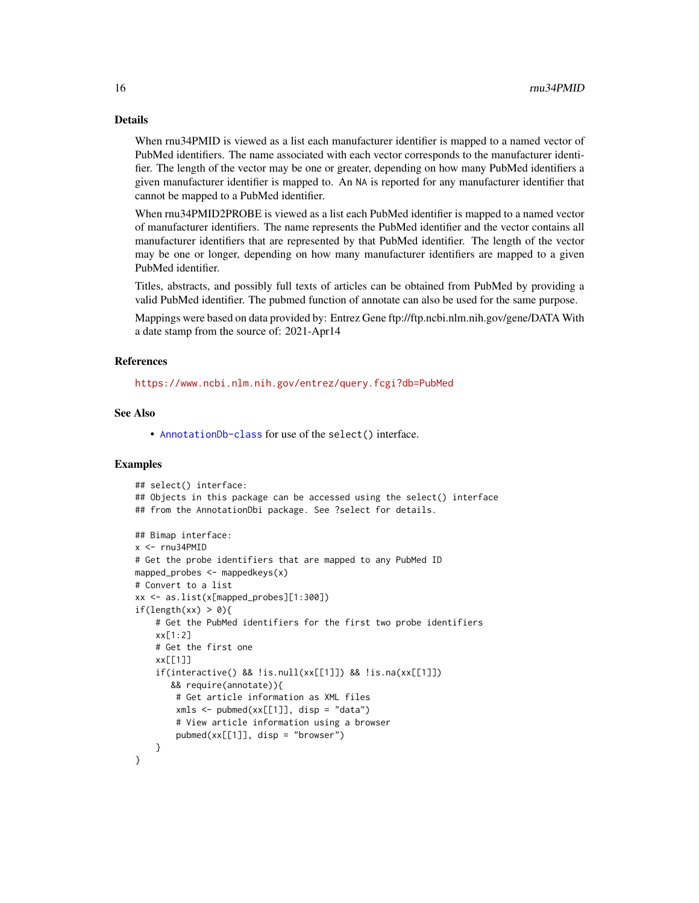## Details

When rnu34PMID is viewed as a list each manufacturer identifier is mapped to a named vector of PubMed identifiers. The name associated with each vector corresponds to the manufacturer identifier. The length of the vector may be one or greater, depending on how many PubMed identifiers a given manufacturer identifier is mapped to. An NA is reported for any manufacturer identifier that cannot be mapped to a PubMed identifier.

When rnu34PMID2PROBE is viewed as a list each PubMed identifier is mapped to a named vector of manufacturer identifiers. The name represents the PubMed identifier and the vector contains all manufacturer identifiers that are represented by that PubMed identifier. The length of the vector may be one or longer, depending on how many manufacturer identifiers are mapped to a given PubMed identifier.

Titles, abstracts, and possibly full texts of articles can be obtained from PubMed by providing a valid PubMed identifier. The pubmed function of annotate can also be used for the same purpose.

Mappings were based on data provided by: Entrez Gene ftp://ftp.ncbi.nlm.nih.gov/gene/DATA With a date stamp from the source of: 2021-Apr14

## References

https://www.ncbi.nlm.nih.gov/entrez/query.fcgi?db=PubMed

## See Also

- AnnotationDb-class for use of the select() interface.

## Examples

```
## select() interface:
## Objects in this package can be accessed using the select() interface
## from the AnnotationDbi package. See ?select for details.

## Bimap interface:
x <- rnu34PMID
# Get the probe identifiers that are mapped to any PubMed ID
mapped_probes <- mappedkeys(x)
# Convert to a list
xx <- as.list(x[mapped_probes][1:300])
if(length(xx) > 0){
    # Get the PubMed identifiers for the first two probe identifiers
    xx[1:2]
    # Get the first one
    xx[[1]]
    if(interactive() && !is.null(xx[[1]]) && !is.na(xx[[1]])
       && require(annotate)){
        # Get article information as XML files
        xmls <- pubmed(xx[[1]], disp = "data")
        # View article information using a browser
        pubmed(xx[[1]], disp = "browser")
    }
}
```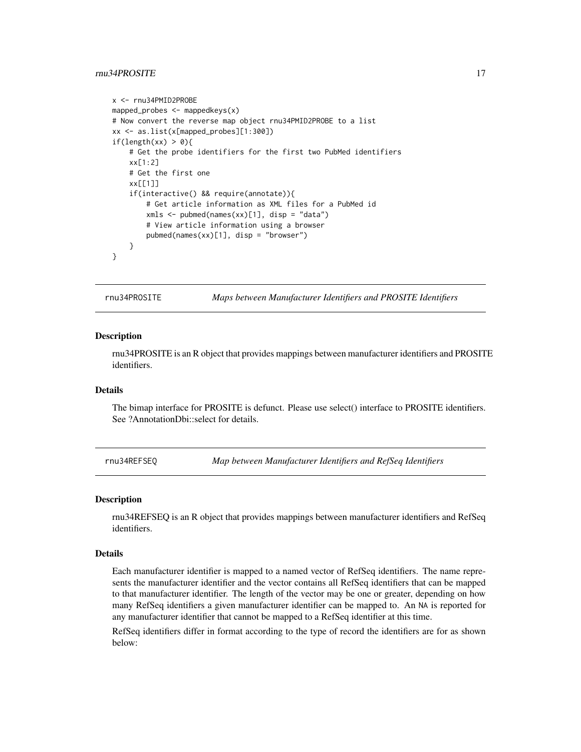```r
x <- rnu34PMID2PROBE
mapped_probes <- mappedkeys(x)
# Now convert the reverse map object rnu34PMID2PROBE to a list
xx <- as.list(x[mapped_probes][1:300])
if(length(xx) > 0){
    # Get the probe identifiers for the first two PubMed identifiers
    xx[1:2]
    # Get the first one
    xx[[1]]
    if(interactive() && require(annotate)){
        # Get article information as XML files for a PubMed id
        xmls <- pubmed(names(xx)[1], disp = "data")
        # View article information using a browser
        pubmed(names(xx)[1], disp = "browser")
    }
}
```

## rnu34PROSITE — *Maps between Manufacturer Identifiers and PROSITE Identifiers*

### Description

rnu34PROSITE is an R object that provides mappings between manufacturer identifiers and PROSITE identifiers.

### Details

The bimap interface for PROSITE is defunct. Please use select() interface to PROSITE identifiers. See ?AnnotationDbi::select for details.

## rnu34REFSEQ — *Map between Manufacturer Identifiers and RefSeq Identifiers*

### Description

rnu34REFSEQ is an R object that provides mappings between manufacturer identifiers and RefSeq identifiers.

### Details

Each manufacturer identifier is mapped to a named vector of RefSeq identifiers. The name represents the manufacturer identifier and the vector contains all RefSeq identifiers that can be mapped to that manufacturer identifier. The length of the vector may be one or greater, depending on how many RefSeq identifiers a given manufacturer identifier can be mapped to. An NA is reported for any manufacturer identifier that cannot be mapped to a RefSeq identifier at this time.

RefSeq identifiers differ in format according to the type of record the identifiers are for as shown below: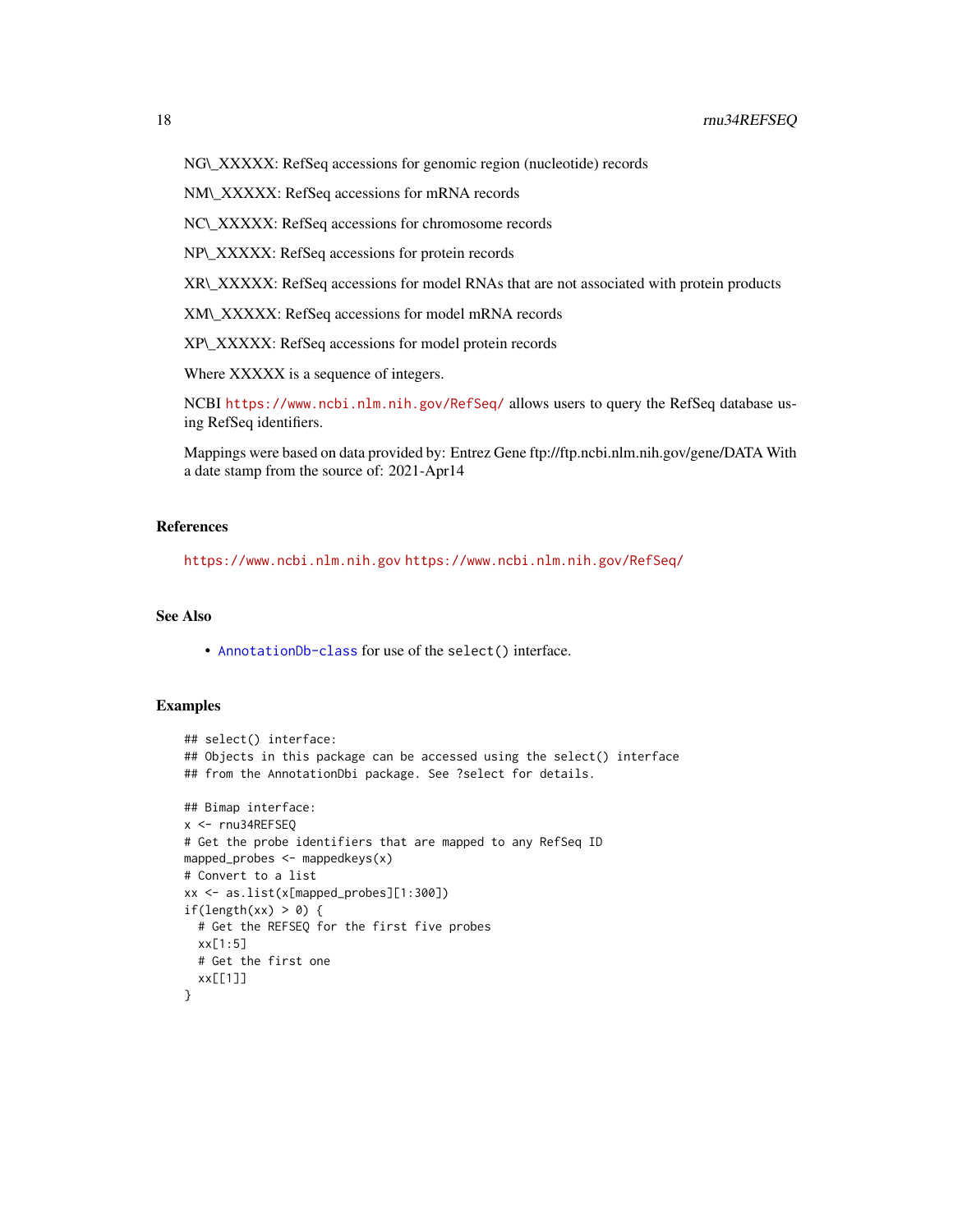NG\_XXXXX: RefSeq accessions for genomic region (nucleotide) records

NM\_XXXXX: RefSeq accessions for mRNA records

NC\_XXXXX: RefSeq accessions for chromosome records

NP\_XXXXX: RefSeq accessions for protein records

XR\_XXXXX: RefSeq accessions for model RNAs that are not associated with protein products

XM\_XXXXX: RefSeq accessions for model mRNA records

XP\_XXXXX: RefSeq accessions for model protein records

Where XXXXX is a sequence of integers.

NCBI https://www.ncbi.nlm.nih.gov/RefSeq/ allows users to query the RefSeq database using RefSeq identifiers.

Mappings were based on data provided by: Entrez Gene ftp://ftp.ncbi.nlm.nih.gov/gene/DATA With a date stamp from the source of: 2021-Apr14

## References

https://www.ncbi.nlm.nih.gov https://www.ncbi.nlm.nih.gov/RefSeq/

## See Also

- AnnotationDb-class for use of the select() interface.

## Examples

```
## select() interface:
## Objects in this package can be accessed using the select() interface
## from the AnnotationDbi package. See ?select for details.

## Bimap interface:
x <- rnu34REFSEQ
# Get the probe identifiers that are mapped to any RefSeq ID
mapped_probes <- mappedkeys(x)
# Convert to a list
xx <- as.list(x[mapped_probes][1:300])
if(length(xx) > 0) {
  # Get the REFSEQ for the first five probes
  xx[1:5]
  # Get the first one
  xx[[1]]
}
```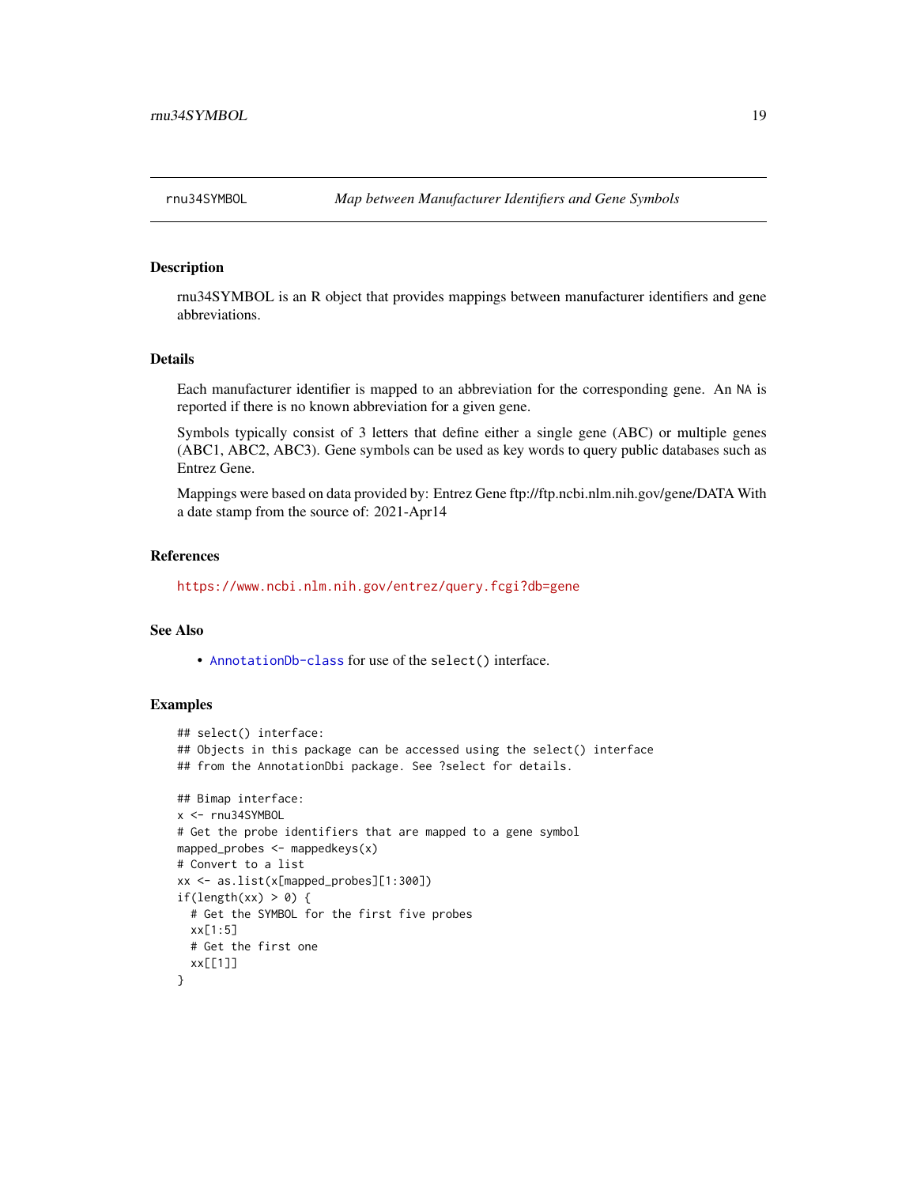# rnu34SYMBOL *Map between Manufacturer Identifiers and Gene Symbols*

## Description

rnu34SYMBOL is an R object that provides mappings between manufacturer identifiers and gene abbreviations.

## Details

Each manufacturer identifier is mapped to an abbreviation for the corresponding gene. An NA is reported if there is no known abbreviation for a given gene.

Symbols typically consist of 3 letters that define either a single gene (ABC) or multiple genes (ABC1, ABC2, ABC3). Gene symbols can be used as key words to query public databases such as Entrez Gene.

Mappings were based on data provided by: Entrez Gene ftp://ftp.ncbi.nlm.nih.gov/gene/DATA With a date stamp from the source of: 2021-Apr14

## References

https://www.ncbi.nlm.nih.gov/entrez/query.fcgi?db=gene

## See Also

- AnnotationDb-class for use of the select() interface.

## Examples

```
## select() interface:
## Objects in this package can be accessed using the select() interface
## from the AnnotationDbi package. See ?select for details.

## Bimap interface:
x <- rnu34SYMBOL
# Get the probe identifiers that are mapped to a gene symbol
mapped_probes <- mappedkeys(x)
# Convert to a list
xx <- as.list(x[mapped_probes][1:300])
if(length(xx) > 0) {
  # Get the SYMBOL for the first five probes
  xx[1:5]
  # Get the first one
  xx[[1]]
}
```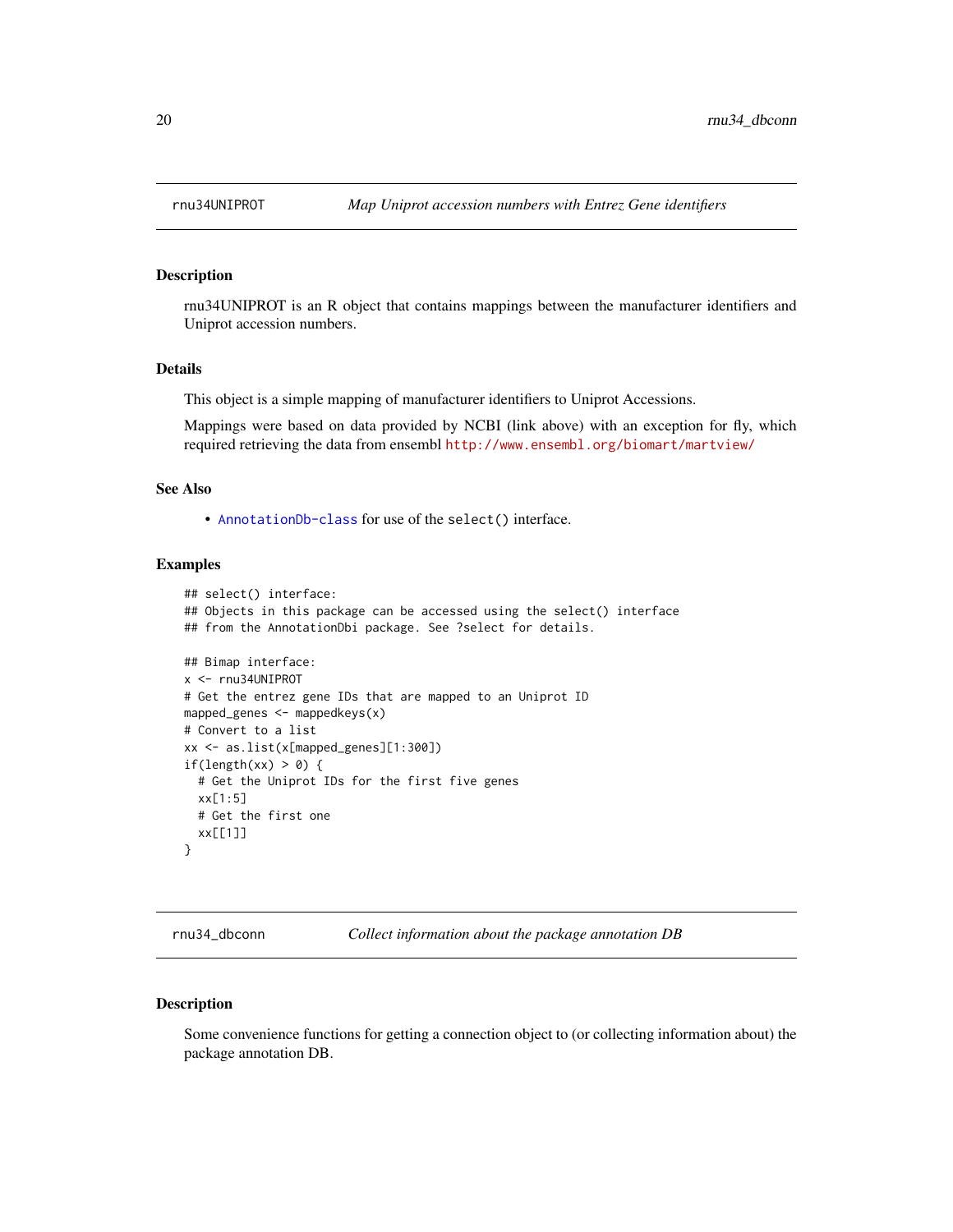## rnu34UNIPROT — *Map Uniprot accession numbers with Entrez Gene identifiers*

### Description

rnu34UNIPROT is an R object that contains mappings between the manufacturer identifiers and Uniprot accession numbers.

### Details

This object is a simple mapping of manufacturer identifiers to Uniprot Accessions.

Mappings were based on data provided by NCBI (link above) with an exception for fly, which required retrieving the data from ensembl http://www.ensembl.org/biomart/martview/

### See Also

- AnnotationDb-class for use of the `select()` interface.

### Examples

```
## select() interface:
## Objects in this package can be accessed using the select() interface
## from the AnnotationDbi package. See ?select for details.

## Bimap interface:
x <- rnu34UNIPROT
# Get the entrez gene IDs that are mapped to an Uniprot ID
mapped_genes <- mappedkeys(x)
# Convert to a list
xx <- as.list(x[mapped_genes][1:300])
if(length(xx) > 0) {
  # Get the Uniprot IDs for the first five genes
  xx[1:5]
  # Get the first one
  xx[[1]]
}
```

## rnu34_dbconn — *Collect information about the package annotation DB*

### Description

Some convenience functions for getting a connection object to (or collecting information about) the package annotation DB.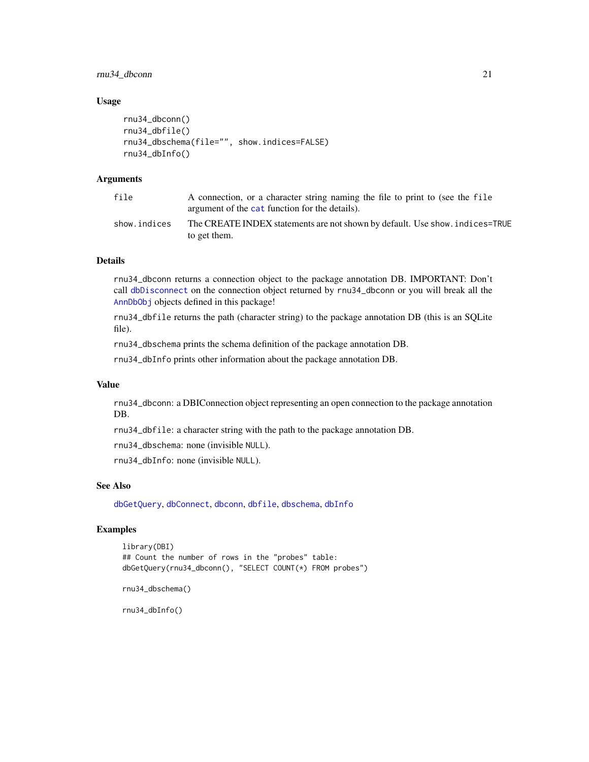## Usage

```
rnu34_dbconn()
rnu34_dbfile()
rnu34_dbschema(file="", show.indices=FALSE)
rnu34_dbInfo()
```

## Arguments

| | |
|---|---|
| `file` | A connection, or a character string naming the file to print to (see the `file` argument of the `cat` function for the details). |
| `show.indices` | The CREATE INDEX statements are not shown by default. Use `show.indices=TRUE` to get them. |

## Details

`rnu34_dbconn` returns a connection object to the package annotation DB. IMPORTANT: Don't call `dbDisconnect` on the connection object returned by `rnu34_dbconn` or you will break all the `AnnDbObj` objects defined in this package!

`rnu34_dbfile` returns the path (character string) to the package annotation DB (this is an SQLite file).

`rnu34_dbschema` prints the schema definition of the package annotation DB.

`rnu34_dbInfo` prints other information about the package annotation DB.

## Value

`rnu34_dbconn`: a DBIConnection object representing an open connection to the package annotation DB.

`rnu34_dbfile`: a character string with the path to the package annotation DB.

`rnu34_dbschema`: none (invisible `NULL`).

`rnu34_dbInfo`: none (invisible `NULL`).

## See Also

`dbGetQuery`, `dbConnect`, `dbconn`, `dbfile`, `dbschema`, `dbInfo`

## Examples

```
library(DBI)
## Count the number of rows in the "probes" table:
dbGetQuery(rnu34_dbconn(), "SELECT COUNT(*) FROM probes")

rnu34_dbschema()

rnu34_dbInfo()
```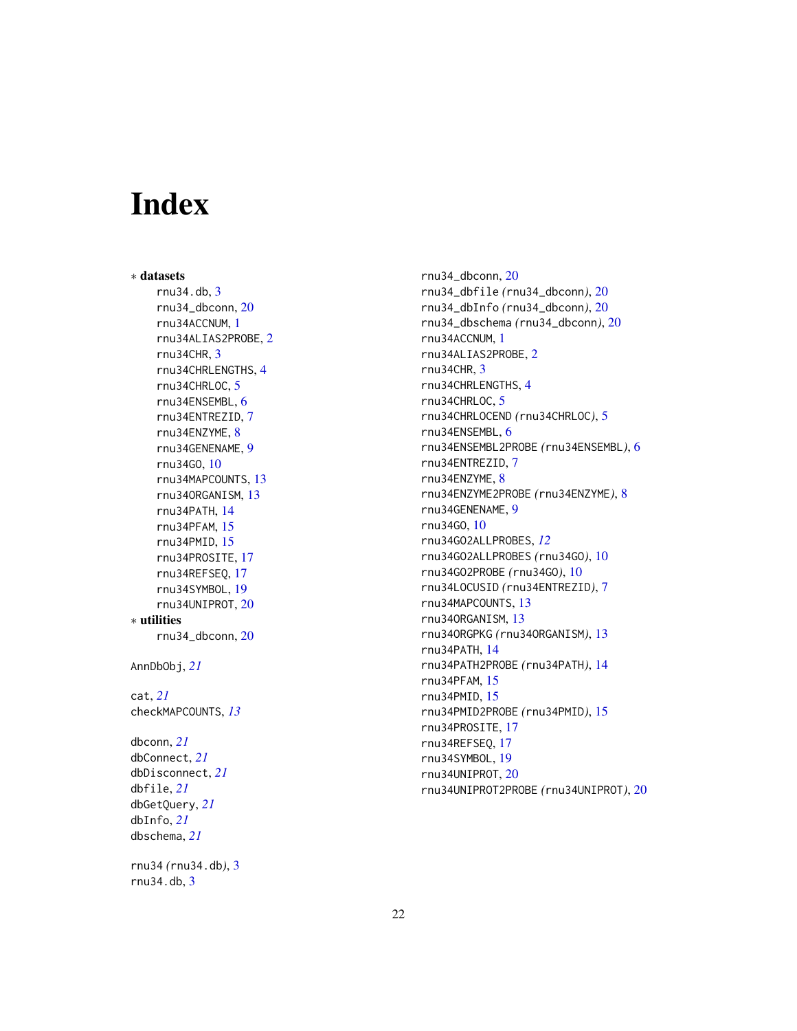# Index

* **datasets**
    - rnu34.db, 3
    - rnu34_dbconn, 20
    - rnu34ACCNUM, 1
    - rnu34ALIAS2PROBE, 2
    - rnu34CHR, 3
    - rnu34CHRLENGTHS, 4
    - rnu34CHRLOC, 5
    - rnu34ENSEMBL, 6
    - rnu34ENTREZID, 7
    - rnu34ENZYME, 8
    - rnu34GENENAME, 9
    - rnu34GO, 10
    - rnu34MAPCOUNTS, 13
    - rnu34ORGANISM, 13
    - rnu34PATH, 14
    - rnu34PFAM, 15
    - rnu34PMID, 15
    - rnu34PROSITE, 17
    - rnu34REFSEQ, 17
    - rnu34SYMBOL, 19
    - rnu34UNIPROT, 20

* **utilities**
    - rnu34_dbconn, 20

AnnDbObj, *21*

cat, *21*
checkMAPCOUNTS, *13*

dbconn, *21*
dbConnect, *21*
dbDisconnect, *21*
dbfile, *21*
dbGetQuery, *21*
dbInfo, *21*
dbschema, *21*

rnu34 *(*rnu34.db*)*, 3
rnu34.db, 3
rnu34_dbconn, 20
rnu34_dbfile *(*rnu34_dbconn*)*, 20
rnu34_dbInfo *(*rnu34_dbconn*)*, 20
rnu34_dbschema *(*rnu34_dbconn*)*, 20
rnu34ACCNUM, 1
rnu34ALIAS2PROBE, 2
rnu34CHR, 3
rnu34CHRLENGTHS, 4
rnu34CHRLOC, 5
rnu34CHRLOCEND *(*rnu34CHRLOC*)*, 5
rnu34ENSEMBL, 6
rnu34ENSEMBL2PROBE *(*rnu34ENSEMBL*)*, 6
rnu34ENTREZID, 7
rnu34ENZYME, 8
rnu34ENZYME2PROBE *(*rnu34ENZYME*)*, 8
rnu34GENENAME, 9
rnu34GO, 10
rnu34GO2ALLPROBES, *12*
rnu34GO2ALLPROBES *(*rnu34GO*)*, 10
rnu34GO2PROBE *(*rnu34GO*)*, 10
rnu34LOCUSID *(*rnu34ENTREZID*)*, 7
rnu34MAPCOUNTS, 13
rnu34ORGANISM, 13
rnu34ORGPKG *(*rnu34ORGANISM*)*, 13
rnu34PATH, 14
rnu34PATH2PROBE *(*rnu34PATH*)*, 14
rnu34PFAM, 15
rnu34PMID, 15
rnu34PMID2PROBE *(*rnu34PMID*)*, 15
rnu34PROSITE, 17
rnu34REFSEQ, 17
rnu34SYMBOL, 19
rnu34UNIPROT, 20
rnu34UNIPROT2PROBE *(*rnu34UNIPROT*)*, 20